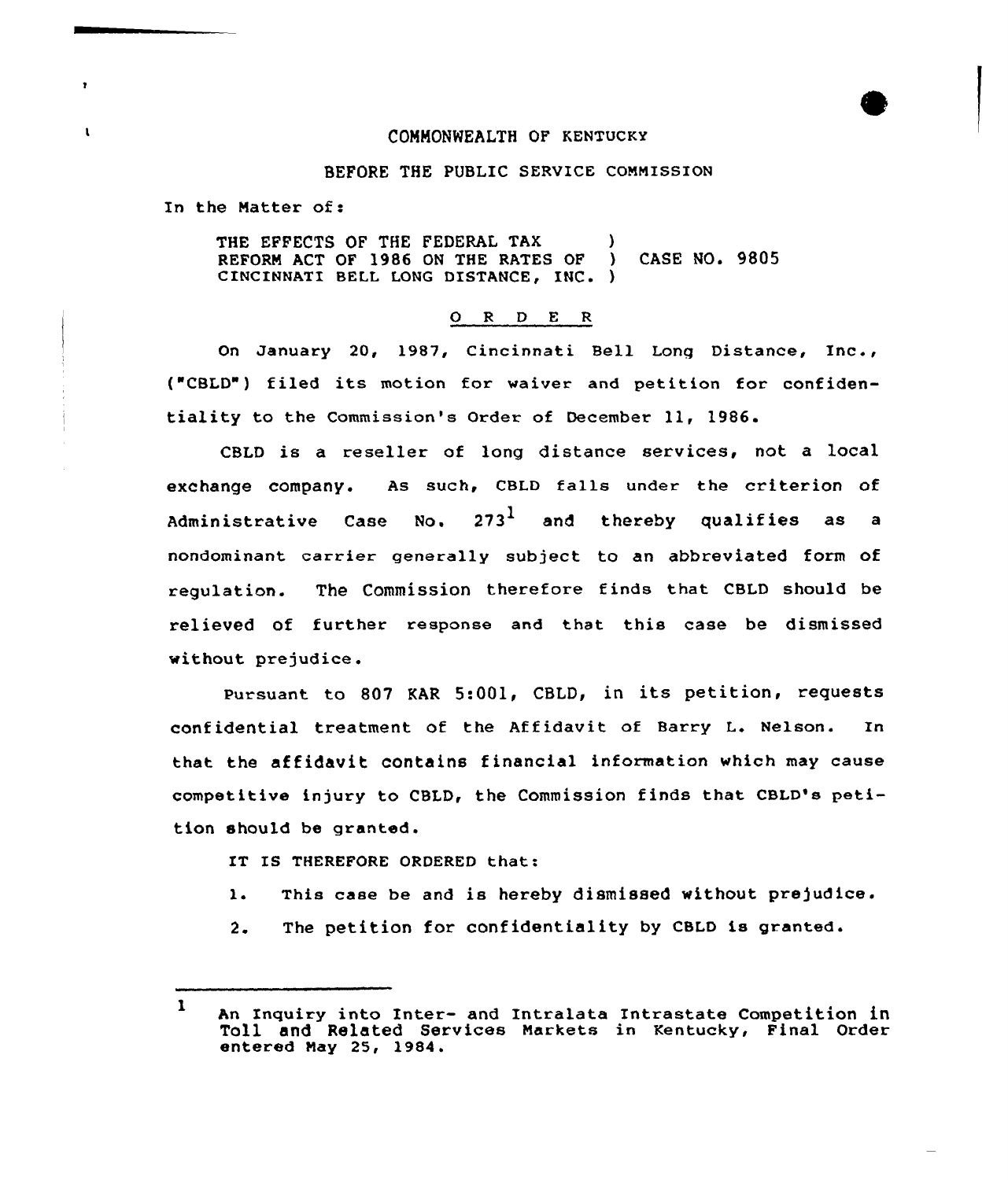COMMONWEALTH OF KENTUCKY

BEFORE THE PUBLIC SERVICE COMMISSION

In the Matter of:

THE EFFECTS OF THE FEDERAL TAX REFORM ACT OF 1986 ON THE RATES OF CINCINNATI BELL LONG DISTANCE, INC. ) CASE NO. 9805

O R D E R

On January 20, 1987, Cincinnati Bell Long Distance, Inc., ("CBLD") filed its motion for waiver and petition for confidentiality to the Commission's Order of December 11, 1986.

CBLD is a reseller of long distance services, not a local exchange company. As such, CBLD falls under the criterion of Administrative Case No. 273[1] and thereby qualifies as a nondominant carrier generally subject to an abbreviated form of regulation. The Commission therefore finds that CBLD should be relieved of further response and that this case be dismissed without prejudice.

Pursuant to 807 KAR 5:001, CBLD, in its petition, requests confidential treatment of the Affidavit of Barry L. Nelson. In that the affidavit contains financial information which may cause competitive injury to CBLD, the Commission finds that CBLD's petition should be granted.

IT IS THEREFORE ORDERED that:

1. This case be and is hereby dismissed without prejudice.
2. The petition for confidentiality by CBLD is granted.

---

[1] An Inquiry into Inter- and Intralata Intrastate Competition in Toll and Related Services Markets in Kentucky, Final Order entered May 25, 1984.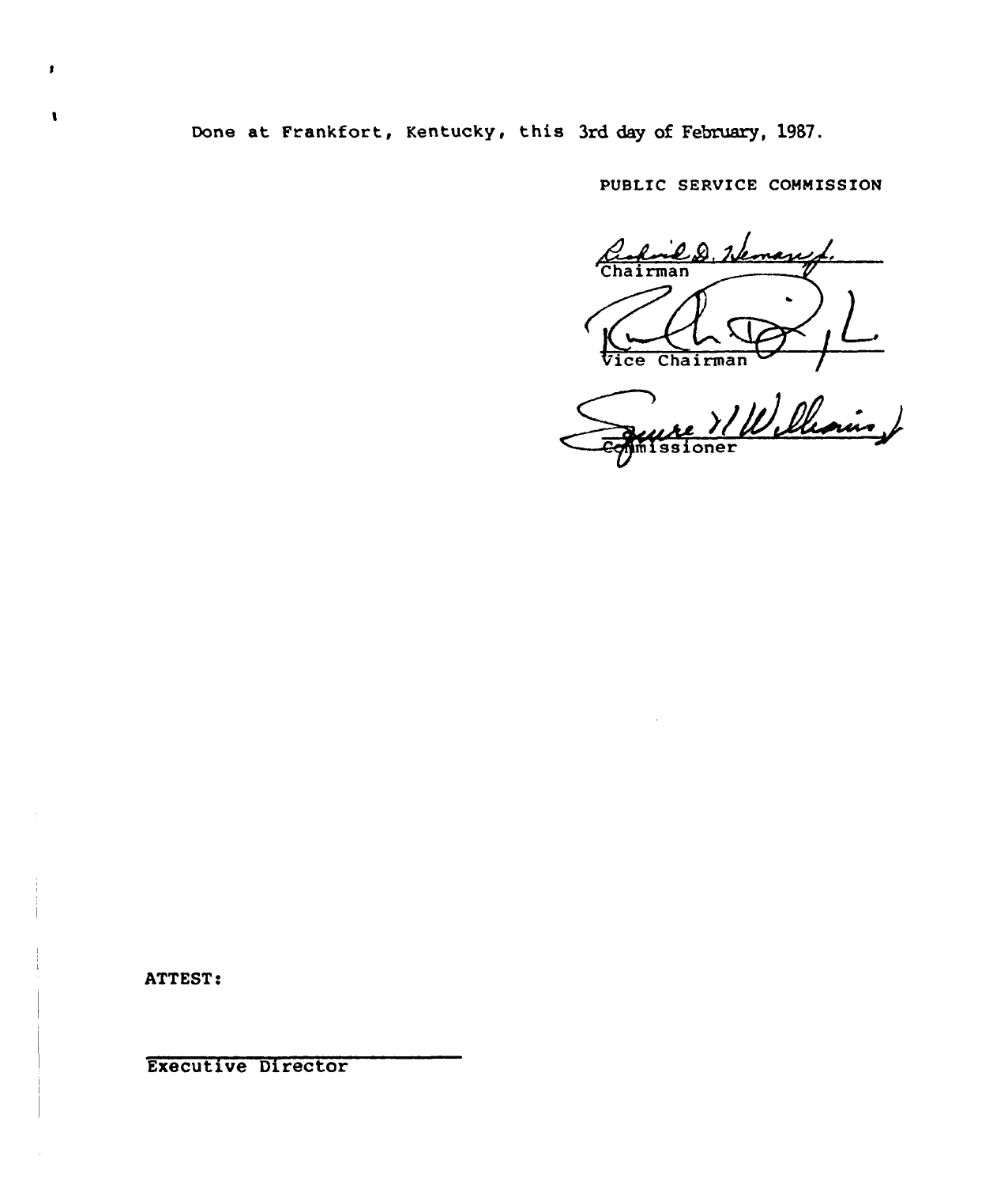Done at Frankfort, Kentucky, this 3rd day of February, 1987.

PUBLIC SERVICE COMMISSION

Chairman

Vice Chairman

Commissioner

ATTEST:

Executive Director